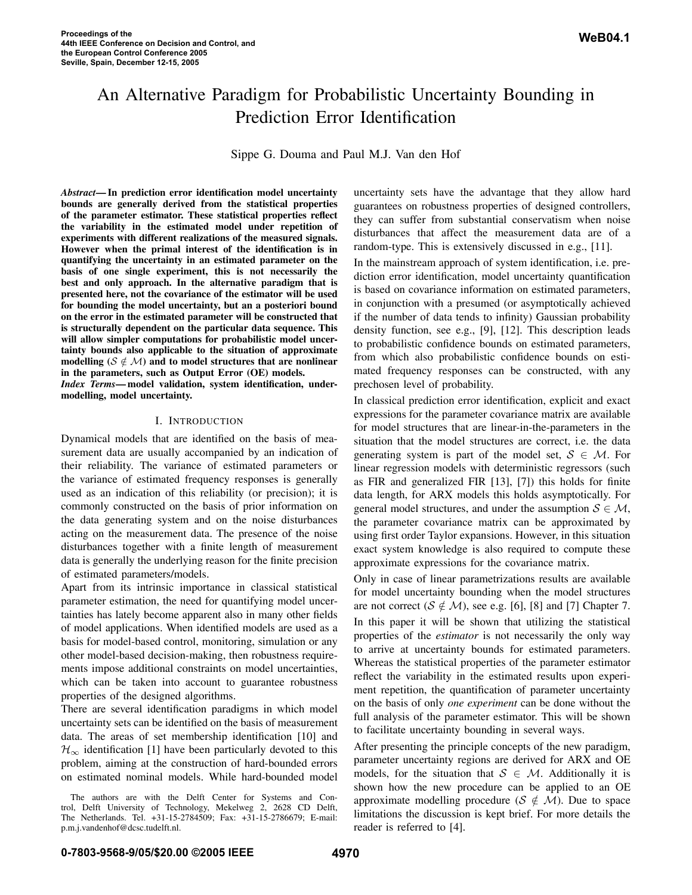# An Alternative Paradigm for Probabilistic Uncertainty Bounding in Prediction Error Identification

Sippe G. Douma and Paul M.J. Van den Hof

***Abstract*— In prediction error identification model uncertainty bounds are generally derived from the statistical properties of the parameter estimator. These statistical properties reflect the variability in the estimated model under repetition of experiments with different realizations of the measured signals. However when the primal interest of the identification is in quantifying the uncertainty in an estimated parameter on the basis of one single experiment, this is not necessarily the best and only approach. In the alternative paradigm that is presented here, not the covariance of the estimator will be used for bounding the model uncertainty, but an a posteriori bound on the error in the estimated parameter will be constructed that is structurally dependent on the particular data sequence. This will allow simpler computations for probabilistic model uncertainty bounds also applicable to the situation of approximate modelling ($\mathcal{S} \notin \mathcal{M}$) and to model structures that are nonlinear in the parameters, such as Output Error (OE) models.**

***Index Terms*— model validation, system identification, undermodelling, model uncertainty.**

## I. Introduction

Dynamical models that are identified on the basis of measurement data are usually accompanied by an indication of their reliability. The variance of estimated parameters or the variance of estimated frequency responses is generally used as an indication of this reliability (or precision); it is commonly constructed on the basis of prior information on the data generating system and on the noise disturbances acting on the measurement data. The presence of the noise disturbances together with a finite length of measurement data is generally the underlying reason for the finite precision of estimated parameters/models.

Apart from its intrinsic importance in classical statistical parameter estimation, the need for quantifying model uncertainties has lately become apparent also in many other fields of model applications. When identified models are used as a basis for model-based control, monitoring, simulation or any other model-based decision-making, then robustness requirements impose additional constraints on model uncertainties, which can be taken into account to guarantee robustness properties of the designed algorithms.

There are several identification paradigms in which model uncertainty sets can be identified on the basis of measurement data. The areas of set membership identification [10] and $\mathcal{H}_\infty$ identification [1] have been particularly devoted to this problem, aiming at the construction of hard-bounded errors on estimated nominal models. While hard-bounded model uncertainty sets have the advantage that they allow hard guarantees on robustness properties of designed controllers, they can suffer from substantial conservatism when noise disturbances that affect the measurement data are of a random-type. This is extensively discussed in e.g., [11].

In the mainstream approach of system identification, i.e. prediction error identification, model uncertainty quantification is based on covariance information on estimated parameters, in conjunction with a presumed (or asymptotically achieved if the number of data tends to infinity) Gaussian probability density function, see e.g., [9], [12]. This description leads to probabilistic confidence bounds on estimated parameters, from which also probabilistic confidence bounds on estimated frequency responses can be constructed, with any prechosen level of probability.

In classical prediction error identification, explicit and exact expressions for the parameter covariance matrix are available for model structures that are linear-in-the-parameters in the situation that the model structures are correct, i.e. the data generating system is part of the model set, $\mathcal{S} \in \mathcal{M}$. For linear regression models with deterministic regressors (such as FIR and generalized FIR [13], [7]) this holds for finite data length, for ARX models this holds asymptotically. For general model structures, and under the assumption $\mathcal{S} \in \mathcal{M}$, the parameter covariance matrix can be approximated by using first order Taylor expansions. However, in this situation exact system knowledge is also required to compute these approximate expressions for the covariance matrix.

Only in case of linear parametrizations results are available for model uncertainty bounding when the model structures are not correct ($\mathcal{S} \notin \mathcal{M}$), see e.g. [6], [8] and [7] Chapter 7.

In this paper it will be shown that utilizing the statistical properties of the *estimator* is not necessarily the only way to arrive at uncertainty bounds for estimated parameters. Whereas the statistical properties of the parameter estimator reflect the variability in the estimated results upon experiment repetition, the quantification of parameter uncertainty on the basis of only *one experiment* can be done without the full analysis of the parameter estimator. This will be shown to facilitate uncertainty bounding in several ways.

After presenting the principle concepts of the new paradigm, parameter uncertainty regions are derived for ARX and OE models, for the situation that $\mathcal{S} \in \mathcal{M}$. Additionally it is shown how the new procedure can be applied to an OE approximate modelling procedure ($\mathcal{S} \notin \mathcal{M}$). Due to space limitations the discussion is kept brief. For more details the reader is referred to [4].

The authors are with the Delft Center for Systems and Control, Delft University of Technology, Mekelweg 2, 2628 CD Delft, The Netherlands. Tel. +31-15-2784509; Fax: +31-15-2786679; E-mail: p.m.j.vandenhof@dcsc.tudelft.nl.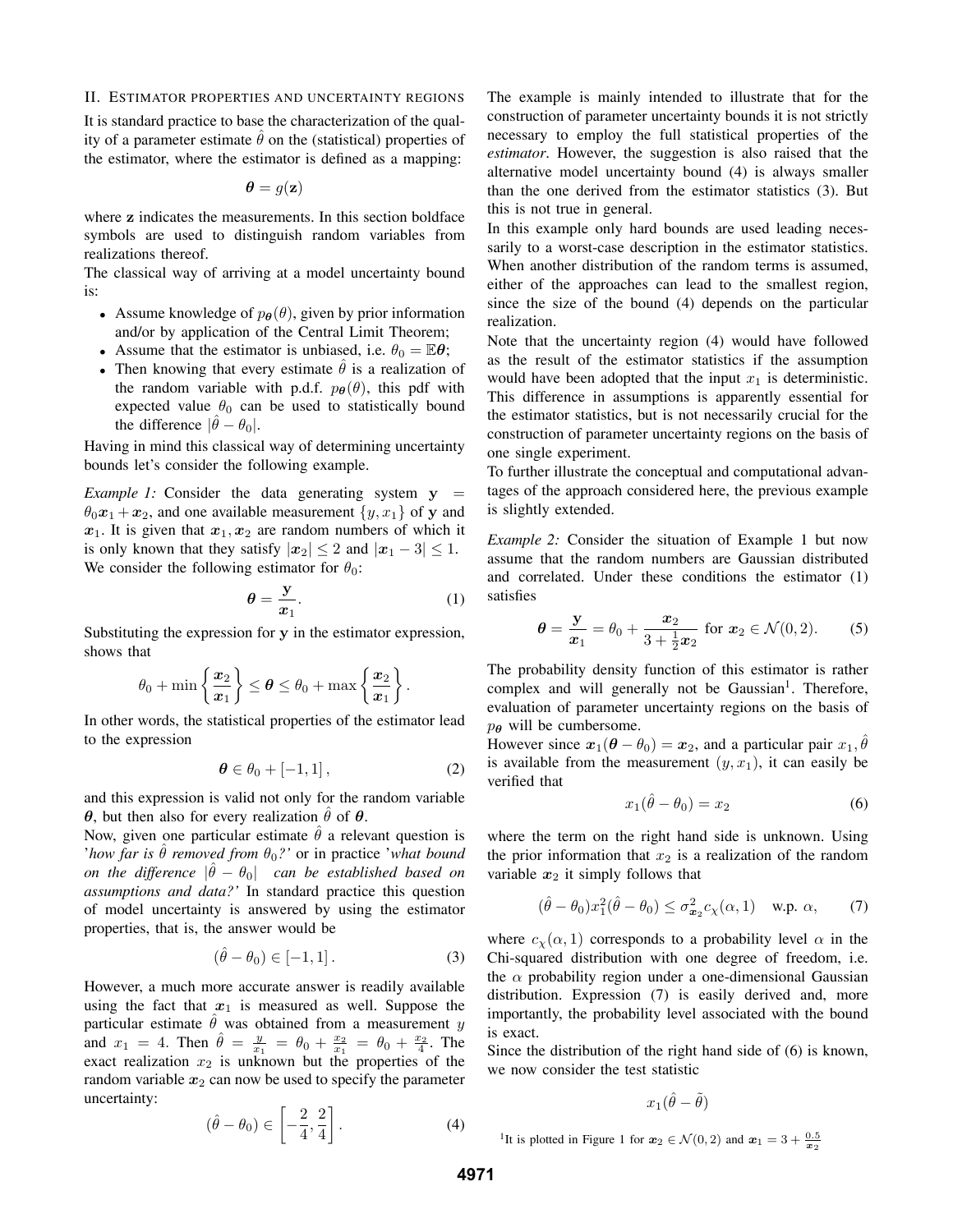## II. Estimator properties and uncertainty regions

It is standard practice to base the characterization of the quality of a parameter estimate $\hat{\theta}$ on the (statistical) properties of the estimator, where the estimator is defined as a mapping:

$$\boldsymbol{\theta} = g(\mathbf{z})$$

where $\mathbf{z}$ indicates the measurements. In this section boldface symbols are used to distinguish random variables from realizations thereof.

The classical way of arriving at a model uncertainty bound is:

- Assume knowledge of $p_{\boldsymbol{\theta}}(\theta)$, given by prior information and/or by application of the Central Limit Theorem;
- Assume that the estimator is unbiased, i.e. $\theta_0 = \mathbb{E}\boldsymbol{\theta}$;
- Then knowing that every estimate $\hat{\theta}$ is a realization of the random variable with p.d.f. $p_{\boldsymbol{\theta}}(\theta)$, this pdf with expected value $\theta_0$ can be used to statistically bound the difference $|\hat{\theta} - \theta_0|$.

Having in mind this classical way of determining uncertainty bounds let's consider the following example.

*Example 1:* Consider the data generating system $\mathbf{y} = \theta_0 \boldsymbol{x}_1 + \boldsymbol{x}_2$, and one available measurement $\{y, x_1\}$ of $\mathbf{y}$ and $\boldsymbol{x}_1$. It is given that $\boldsymbol{x}_1, \boldsymbol{x}_2$ are random numbers of which it is only known that they satisfy $|\boldsymbol{x}_2| \leq 2$ and $|\boldsymbol{x}_1 - 3| \leq 1$. We consider the following estimator for $\theta_0$:

$$\boldsymbol{\theta} = \frac{\mathbf{y}}{\boldsymbol{x}_1}. \tag{1}$$

Substituting the expression for $\mathbf{y}$ in the estimator expression, shows that

$$\theta_0 + \min\left\{\frac{\boldsymbol{x}_2}{\boldsymbol{x}_1}\right\} \leq \boldsymbol{\theta} \leq \theta_0 + \max\left\{\frac{\boldsymbol{x}_2}{\boldsymbol{x}_1}\right\}.$$

In other words, the statistical properties of the estimator lead to the expression

$$\boldsymbol{\theta} \in \theta_0 + [-1, 1], \tag{2}$$

and this expression is valid not only for the random variable $\boldsymbol{\theta}$, but then also for every realization $\hat{\theta}$ of $\boldsymbol{\theta}$.

Now, given one particular estimate $\hat{\theta}$ a relevant question is '*how far is $\hat{\theta}$ removed from $\theta_0$?'* or in practice '*what bound on the difference $|\hat{\theta} - \theta_0|$ can be established based on assumptions and data?'* In standard practice this question of model uncertainty is answered by using the estimator properties, that is, the answer would be

$$(\hat{\theta} - \theta_0) \in [-1, 1]. \tag{3}$$

However, a much more accurate answer is readily available using the fact that $\boldsymbol{x}_1$ is measured as well. Suppose the particular estimate $\hat{\theta}$ was obtained from a measurement $y$ and $x_1 = 4$. Then $\hat{\theta} = \frac{y}{x_1} = \theta_0 + \frac{x_2}{x_1} = \theta_0 + \frac{x_2}{4}$. The exact realization $x_2$ is unknown but the properties of the random variable $\boldsymbol{x}_2$ can now be used to specify the parameter uncertainty:

$$(\hat{\theta} - \theta_0) \in \left[-\frac{2}{4}, \frac{2}{4}\right]. \tag{4}$$

The example is mainly intended to illustrate that for the construction of parameter uncertainty bounds it is not strictly necessary to employ the full statistical properties of the *estimator*. However, the suggestion is also raised that the alternative model uncertainty bound (4) is always smaller than the one derived from the estimator statistics (3). But this is not true in general.

In this example only hard bounds are used leading necessarily to a worst-case description in the estimator statistics. When another distribution of the random terms is assumed, either of the approaches can lead to the smallest region, since the size of the bound (4) depends on the particular realization.

Note that the uncertainty region (4) would have followed as the result of the estimator statistics if the assumption would have been adopted that the input $x_1$ is deterministic. This difference in assumptions is apparently essential for the estimator statistics, but is not necessarily crucial for the construction of parameter uncertainty regions on the basis of one single experiment.

To further illustrate the conceptual and computational advantages of the approach considered here, the previous example is slightly extended.

*Example 2:* Consider the situation of Example 1 but now assume that the random numbers are Gaussian distributed and correlated. Under these conditions the estimator (1) satisfies

$$\boldsymbol{\theta} = \frac{\mathbf{y}}{\boldsymbol{x}_1} = \theta_0 + \frac{\boldsymbol{x}_2}{3 + \frac{1}{2}\boldsymbol{x}_2} \text{ for } \boldsymbol{x}_2 \in \mathcal{N}(0, 2). \tag{5}$$

The probability density function of this estimator is rather complex and will generally not be Gaussian[1]. Therefore, evaluation of parameter uncertainty regions on the basis of $p_{\boldsymbol{\theta}}$ will be cumbersome.

However since $\boldsymbol{x}_1(\boldsymbol{\theta} - \theta_0) = \boldsymbol{x}_2$, and a particular pair $x_1, \hat{\theta}$ is available from the measurement $(y, x_1)$, it can easily be verified that

$$x_1(\hat{\theta} - \theta_0) = x_2 \tag{6}$$

where the term on the right hand side is unknown. Using the prior information that $x_2$ is a realization of the random variable $\boldsymbol{x}_2$ it simply follows that

$$(\hat{\theta} - \theta_0) x_1^2 (\hat{\theta} - \theta_0) \leq \sigma_{\boldsymbol{x}_2}^2 c_\chi(\alpha, 1) \quad \text{w.p. } \alpha, \tag{7}$$

where $c_\chi(\alpha, 1)$ corresponds to a probability level $\alpha$ in the Chi-squared distribution with one degree of freedom, i.e. the $\alpha$ probability region under a one-dimensional Gaussian distribution. Expression (7) is easily derived and, more importantly, the probability level associated with the bound is exact.

Since the distribution of the right hand side of (6) is known, we now consider the test statistic

$$x_1(\hat{\theta} - \tilde{\theta})$$

[1] It is plotted in Figure 1 for $\boldsymbol{x}_2 \in \mathcal{N}(0, 2)$ and $\boldsymbol{x}_1 = 3 + \frac{0.5}{\boldsymbol{x}_2}$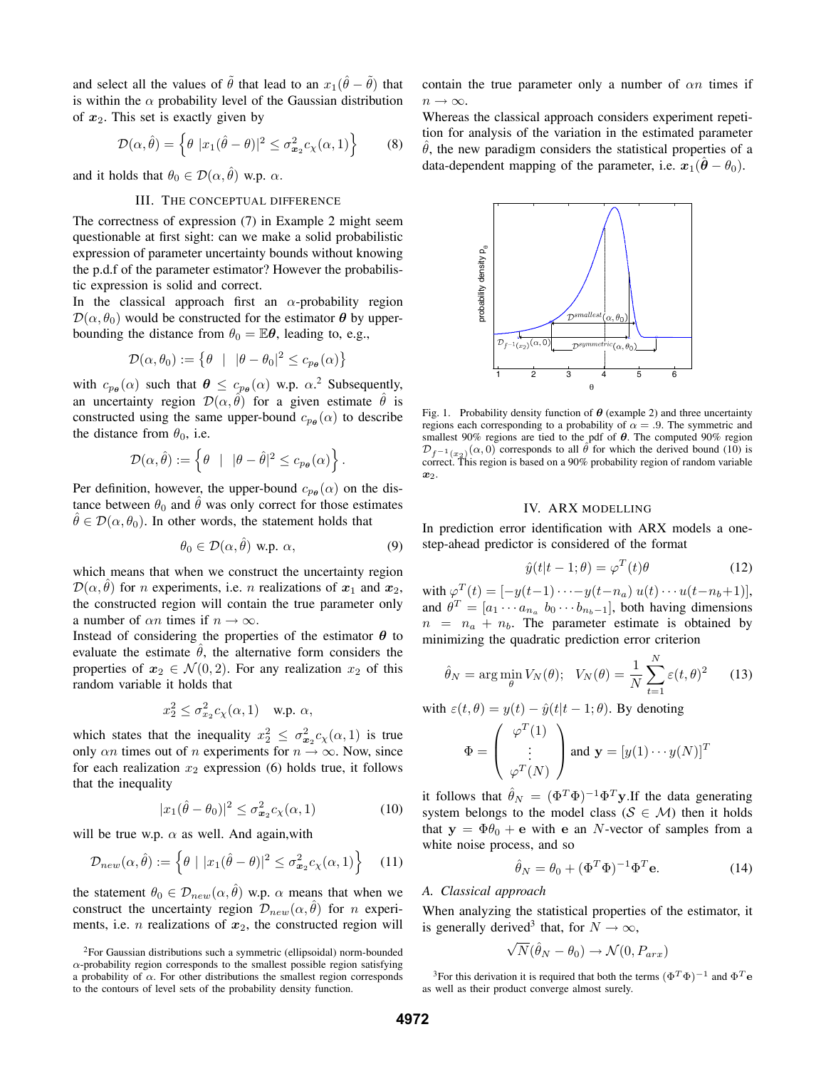and select all the values of $\tilde{\theta}$ that lead to an $x_1(\hat{\theta} - \tilde{\theta})$ that is within the $\alpha$ probability level of the Gaussian distribution of $\boldsymbol{x}_2$. This set is exactly given by

$$\mathcal{D}(\alpha, \hat{\theta}) = \left\{\theta \ |x_1(\hat{\theta} - \theta)|^2 \leq \sigma^2_{\boldsymbol{x}_2} c_\chi(\alpha, 1)\right\} \tag{8}$$

and it holds that $\theta_0 \in \mathcal{D}(\alpha, \hat{\theta})$ w.p. $\alpha$.

## III. The Conceptual Difference

The correctness of expression (7) in Example 2 might seem questionable at first sight: can we make a solid probabilistic expression of parameter uncertainty bounds without knowing the p.d.f of the parameter estimator? However the probabilistic expression is solid and correct.

In the classical approach first an $\alpha$-probability region $\mathcal{D}(\alpha, \theta_0)$ would be constructed for the estimator $\boldsymbol{\theta}$ by upper-bounding the distance from $\theta_0 = \mathbb{E}\boldsymbol{\theta}$, leading to, e.g.,

$$\mathcal{D}(\alpha, \theta_0) := \left\{\theta \ | \ |\theta - \theta_0|^2 \leq c_{p_{\boldsymbol{\theta}}}(\alpha)\right\}$$

with $c_{p_{\boldsymbol{\theta}}}(\alpha)$ such that $\boldsymbol{\theta} \leq c_{p_{\boldsymbol{\theta}}}(\alpha)$ w.p. $\alpha$.[2] Subsequently, an uncertainty region $\mathcal{D}(\alpha, \hat{\theta})$ for a given estimate $\hat{\theta}$ is constructed using the same upper-bound $c_{p_{\boldsymbol{\theta}}}(\alpha)$ to describe the distance from $\theta_0$, i.e.

$$\mathcal{D}(\alpha, \hat{\theta}) := \left\{\theta \ | \ |\theta - \hat{\theta}|^2 \leq c_{p_{\boldsymbol{\theta}}}(\alpha)\right\}.$$

Per definition, however, the upper-bound $c_{p_{\boldsymbol{\theta}}}(\alpha)$ on the distance between $\theta_0$ and $\hat{\theta}$ was only correct for those estimates $\hat{\theta} \in \mathcal{D}(\alpha, \theta_0)$. In other words, the statement holds that

$$\theta_0 \in \mathcal{D}(\alpha, \hat{\theta}) \text{ w.p. } \alpha, \tag{9}$$

which means that when we construct the uncertainty region $\mathcal{D}(\alpha, \hat{\theta})$ for $n$ experiments, i.e. $n$ realizations of $\boldsymbol{x}_1$ and $\boldsymbol{x}_2$, the constructed region will contain the true parameter only a number of $\alpha n$ times if $n \to \infty$.

Instead of considering the properties of the estimator $\boldsymbol{\theta}$ to evaluate the estimate $\hat{\theta}$, the alternative form considers the properties of $\boldsymbol{x}_2 \in \mathcal{N}(0, 2)$. For any realization $x_2$ of this random variable it holds that

$$x_2^2 \leq \sigma^2_{x_2} c_\chi(\alpha, 1) \quad \text{w.p. } \alpha,$$

which states that the inequality $x_2^2 \leq \sigma^2_{\boldsymbol{x}_2} c_\chi(\alpha, 1)$ is true only $\alpha n$ times out of $n$ experiments for $n \to \infty$. Now, since for each realization $x_2$ expression (6) holds true, it follows that the inequality

$$|x_1(\hat{\theta} - \theta_0)|^2 \leq \sigma^2_{\boldsymbol{x}_2} c_\chi(\alpha, 1) \tag{10}$$

will be true w.p. $\alpha$ as well. And again,with

$$\mathcal{D}_{new}(\alpha, \hat{\theta}) := \left\{\theta \mid |x_1(\hat{\theta} - \theta)|^2 \leq \sigma^2_{\boldsymbol{x}_2} c_\chi(\alpha, 1)\right\} \tag{11}$$

the statement $\theta_0 \in \mathcal{D}_{new}(\alpha, \hat{\theta})$ w.p. $\alpha$ means that when we construct the uncertainty region $\mathcal{D}_{new}(\alpha, \hat{\theta})$ for $n$ experiments, i.e. $n$ realizations of $\boldsymbol{x}_2$, the constructed region will contain the true parameter only a number of $\alpha n$ times if $n \to \infty$.

Whereas the classical approach considers experiment repetition for analysis of the variation in the estimated parameter $\hat{\theta}$, the new paradigm considers the statistical properties of a data-dependent mapping of the parameter, i.e. $\boldsymbol{x}_1(\hat{\boldsymbol{\theta}} - \theta_0)$.

Fig. 1. Probability density function of $\boldsymbol{\theta}$ (example 2) and three uncertainty regions each corresponding to a probability of $\alpha = .9$. The symmetric and smallest 90% regions are tied to the pdf of $\boldsymbol{\theta}$. The computed 90% region $\mathcal{D}_{f^{-1}(x_2)}(\alpha, 0)$ corresponds to all $\hat{\theta}$ for which the derived bound (10) is correct. This region is based on a 90% probability region of random variable $\boldsymbol{x}_2$.

## IV. ARX Modelling

In prediction error identification with ARX models a one-step-ahead predictor is considered of the format

$$\hat{y}(t|t-1; \theta) = \varphi^T(t)\theta \tag{12}$$

with $\varphi^T(t) = [-y(t-1) \cdots -y(t-n_a) \ u(t) \cdots u(t-n_b+1)]$, and $\theta^T = [a_1 \cdots a_{n_a} \ b_0 \cdots b_{n_b-1}]$, both having dimensions $n = n_a + n_b$. The parameter estimate is obtained by minimizing the quadratic prediction error criterion

$$\hat{\theta}_N = \arg\min_\theta V_N(\theta); \quad V_N(\theta) = \frac{1}{N}\sum_{t=1}^{N} \varepsilon(t, \theta)^2 \tag{13}$$

with $\varepsilon(t, \theta) = y(t) - \hat{y}(t|t-1; \theta)$. By denoting

$$\Phi = \begin{pmatrix} \varphi^T(1) \\ \vdots \\ \varphi^T(N) \end{pmatrix} \text{ and } \mathbf{y} = [y(1) \cdots y(N)]^T$$

it follows that $\hat{\theta}_N = (\Phi^T\Phi)^{-1}\Phi^T\mathbf{y}$.If the data generating system belongs to the model class ($\mathcal{S} \in \mathcal{M}$) then it holds that $\mathbf{y} = \Phi\theta_0 + \mathbf{e}$ with $\mathbf{e}$ an $N$-vector of samples from a white noise process, and so

$$\hat{\theta}_N = \theta_0 + (\Phi^T\Phi)^{-1}\Phi^T\mathbf{e}. \tag{14}$$

### A. Classical approach

When analyzing the statistical properties of the estimator, it is generally derived[3] that, for $N \to \infty$,

$$\sqrt{N}(\hat{\theta}_N - \theta_0) \to \mathcal{N}(0, P_{arx})$$

[2]For Gaussian distributions such a symmetric (ellipsoidal) norm-bounded $\alpha$-probability region corresponds to the smallest possible region satisfying a probability of $\alpha$. For other distributions the smallest region corresponds to the contours of level sets of the probability density function.

[3]For this derivation it is required that both the terms $(\Phi^T\Phi)^{-1}$ and $\Phi^T\mathbf{e}$ as well as their product converge almost surely.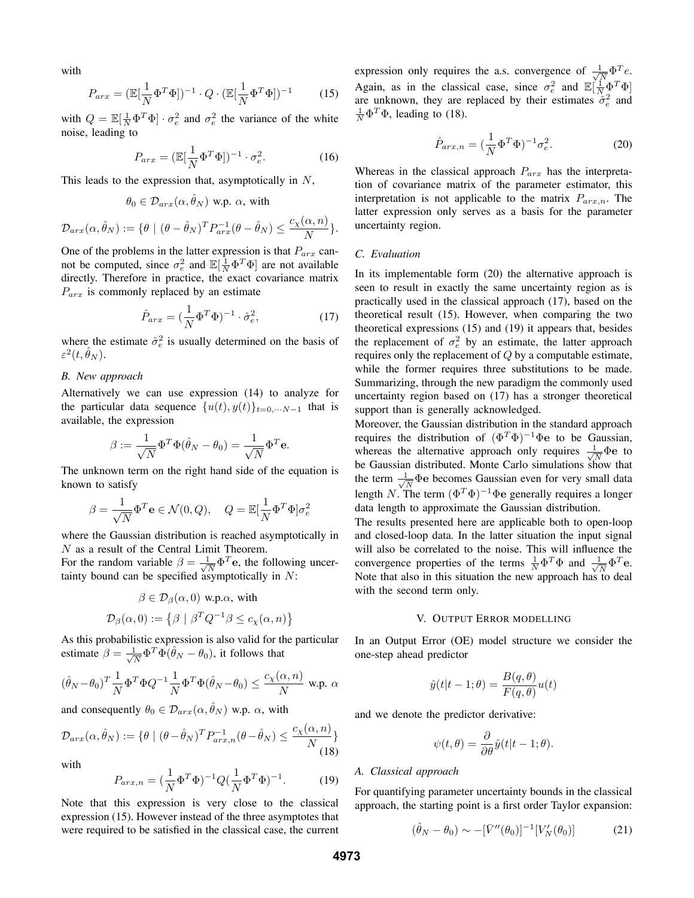with

$$P_{arx} = (\mathbb{E}[\frac{1}{N}\Phi^T\Phi])^{-1} \cdot Q \cdot (\mathbb{E}[\frac{1}{N}\Phi^T\Phi])^{-1} \tag{15}$$

with $Q = \mathbb{E}[\frac{1}{N}\Phi^T\Phi] \cdot \sigma_e^2$ and $\sigma_e^2$ the variance of the white noise, leading to

$$P_{arx} = (\mathbb{E}[\frac{1}{N}\Phi^T\Phi])^{-1} \cdot \sigma_e^2. \tag{16}$$

This leads to the expression that, asymptotically in $N$,

$$\theta_0 \in \mathcal{D}_{arx}(\alpha, \hat{\theta}_N) \text{ w.p. } \alpha, \text{ with}$$

$$\mathcal{D}_{arx}(\alpha, \hat{\theta}_N) := \{\theta \mid (\theta - \hat{\theta}_N)^T P_{arx}^{-1}(\theta - \hat{\theta}_N) \leq \frac{c_\chi(\alpha, n)}{N}\}.$$

One of the problems in the latter expression is that $P_{arx}$ cannot be computed, since $\sigma_e^2$ and $\mathbb{E}[\frac{1}{N}\Phi^T\Phi]$ are not available directly. Therefore in practice, the exact covariance matrix $P_{arx}$ is commonly replaced by an estimate

$$\hat{P}_{arx} = (\frac{1}{N}\Phi^T\Phi)^{-1} \cdot \hat{\sigma}_e^2, \tag{17}$$

where the estimate $\hat{\sigma}_e^2$ is usually determined on the basis of $\varepsilon^2(t, \hat{\theta}_N)$.

### B. New approach

Alternatively we can use expression (14) to analyze for the particular data sequence $\{u(t), y(t)\}_{t=0,\cdots N-1}$ that is available, the expression

$$\beta := \frac{1}{\sqrt{N}}\Phi^T\Phi(\hat{\theta}_N - \theta_0) = \frac{1}{\sqrt{N}}\Phi^T\mathbf{e}.$$

The unknown term on the right hand side of the equation is known to satisfy

$$\beta = \frac{1}{\sqrt{N}}\Phi^T\mathbf{e} \in \mathcal{N}(0, Q), \quad Q = \mathbb{E}[\frac{1}{N}\Phi^T\Phi]\sigma_e^2$$

where the Gaussian distribution is reached asymptotically in $N$ as a result of the Central Limit Theorem.

For the random variable $\beta = \frac{1}{\sqrt{N}}\Phi^T\mathbf{e}$, the following uncertainty bound can be specified asymptotically in $N$:

$$\beta \in \mathcal{D}_\beta(\alpha, 0) \text{ w.p.}\alpha, \text{ with}$$

$$\mathcal{D}_\beta(\alpha, 0) := \left\{\beta \mid \beta^T Q^{-1}\beta \leq c_\chi(\alpha, n)\right\}$$

As this probabilistic expression is also valid for the particular estimate $\beta = \frac{1}{\sqrt{N}}\Phi^T\Phi(\hat{\theta}_N - \theta_0)$, it follows that

$$(\hat{\theta}_N - \theta_0)^T \frac{1}{N}\Phi^T\Phi Q^{-1}\frac{1}{N}\Phi^T\Phi(\hat{\theta}_N - \theta_0) \leq \frac{c_\chi(\alpha, n)}{N} \text{ w.p. } \alpha$$

and consequently $\theta_0 \in \mathcal{D}_{arx}(\alpha, \hat{\theta}_N)$ w.p. $\alpha$, with

$$\mathcal{D}_{arx}(\alpha, \hat{\theta}_N) := \{\theta \mid (\theta - \hat{\theta}_N)^T P_{arx,n}^{-1}(\theta - \hat{\theta}_N) \leq \frac{c_\chi(\alpha, n)}{N}\} \tag{18}$$

with

$$P_{arx,n} = (\frac{1}{N}\Phi^T\Phi)^{-1} Q (\frac{1}{N}\Phi^T\Phi)^{-1}. \tag{19}$$

Note that this expression is very close to the classical expression (15). However instead of the three asymptotes that were required to be satisfied in the classical case, the current expression only requires the a.s. convergence of $\frac{1}{\sqrt{N}}\Phi^T e$. Again, as in the classical case, since $\sigma_e^2$ and $\mathbb{E}[\frac{1}{N}\Phi^T\Phi]$ are unknown, they are replaced by their estimates $\hat{\sigma}_e^2$ and $\frac{1}{N}\Phi^T\Phi$, leading to (18).

$$\hat{P}_{arx,n} = (\frac{1}{N}\Phi^T\Phi)^{-1}\sigma_e^2. \tag{20}$$

Whereas in the classical approach $P_{arx}$ has the interpretation of covariance matrix of the parameter estimator, this interpretation is not applicable to the matrix $P_{arx,n}$. The latter expression only serves as a basis for the parameter uncertainty region.

### C. Evaluation

In its implementable form (20) the alternative approach is seen to result in exactly the same uncertainty region as is practically used in the classical approach (17), based on the theoretical result (15). However, when comparing the two theoretical expressions (15) and (19) it appears that, besides the replacement of $\sigma_e^2$ by an estimate, the latter approach requires only the replacement of $Q$ by a computable estimate, while the former requires three substitutions to be made. Summarizing, through the new paradigm the commonly used uncertainty region based on (17) has a stronger theoretical support than is generally acknowledged.

Moreover, the Gaussian distribution in the standard approach requires the distribution of $(\Phi^T\Phi)^{-1}\Phi\mathbf{e}$ to be Gaussian, whereas the alternative approach only requires $\frac{1}{\sqrt{N}}\Phi\mathbf{e}$ to be Gaussian distributed. Monte Carlo simulations show that the term $\frac{1}{\sqrt{N}}\Phi\mathbf{e}$ becomes Gaussian even for very small data length $N$. The term $(\Phi^T\Phi)^{-1}\Phi\mathbf{e}$ generally requires a longer data length to approximate the Gaussian distribution.

The results presented here are applicable both to open-loop and closed-loop data. In the latter situation the input signal will also be correlated to the noise. This will influence the convergence properties of the terms $\frac{1}{N}\Phi^T\Phi$ and $\frac{1}{\sqrt{N}}\Phi^T\mathbf{e}$. Note that also in this situation the new approach has to deal with the second term only.

## V. Output Error modelling

In an Output Error (OE) model structure we consider the one-step ahead predictor

$$\hat{y}(t|t-1;\theta) = \frac{B(q,\theta)}{F(q,\theta)}u(t)$$

and we denote the predictor derivative:

$$\psi(t,\theta) = \frac{\partial}{\partial\theta}\hat{y}(t|t-1;\theta).$$

### A. Classical approach

For quantifying parameter uncertainty bounds in the classical approach, the starting point is a first order Taylor expansion:

$$(\hat{\theta}_N - \theta_0) \sim -[\bar{V}''(\theta_0)]^{-1}[V_N'(\theta_0)] \tag{21}$$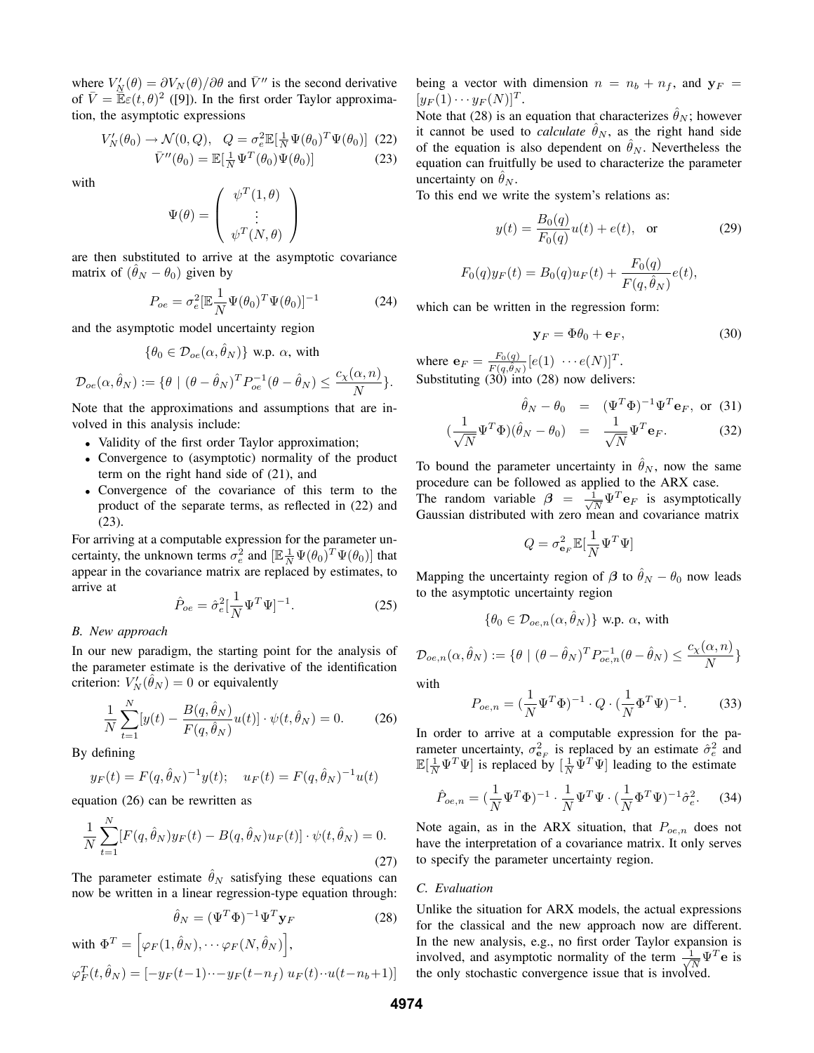where $V_N'(\theta) = \partial V_N(\theta)/\partial\theta$ and $\bar{V}''$ is the second derivative of $\bar{V} = \bar{\mathbb{E}}\varepsilon(t,\theta)^2$ ([9]). In the first order Taylor approximation, the asymptotic expressions

$$V_N'(\theta_0) \to \mathcal{N}(0, Q), \quad Q = \sigma_e^2 \mathbb{E}[\tfrac{1}{N}\Psi(\theta_0)^T\Psi(\theta_0)] \quad (22)$$

$$\bar{V}''(\theta_0) = \mathbb{E}[\tfrac{1}{N}\Psi^T(\theta_0)\Psi(\theta_0)] \quad (23)$$

with

$$\Psi(\theta) = \begin{pmatrix} \psi^T(1,\theta) \\ \vdots \\ \psi^T(N,\theta) \end{pmatrix}$$

are then substituted to arrive at the asymptotic covariance matrix of $(\hat{\theta}_N - \theta_0)$ given by

$$P_{oe} = \sigma_e^2 [\mathbb{E}\frac{1}{N}\Psi(\theta_0)^T\Psi(\theta_0)]^{-1} \quad (24)$$

and the asymptotic model uncertainty region

$$\{\theta_0 \in \mathcal{D}_{oe}(\alpha, \hat{\theta}_N)\} \text{ w.p. } \alpha, \text{ with}$$

$$\mathcal{D}_{oe}(\alpha, \hat{\theta}_N) := \{\theta \mid (\theta - \hat{\theta}_N)^T P_{oe}^{-1}(\theta - \hat{\theta}_N) \leq \frac{c_\chi(\alpha, n)}{N}\}.$$

Note that the approximations and assumptions that are involved in this analysis include:

- Validity of the first order Taylor approximation;
- Convergence to (asymptotic) normality of the product term on the right hand side of (21), and
- Convergence of the covariance of this term to the product of the separate terms, as reflected in (22) and (23).

For arriving at a computable expression for the parameter uncertainty, the unknown terms $\sigma_e^2$ and $[\mathbb{E}\frac{1}{N}\Psi(\theta_0)^T\Psi(\theta_0)]$ that appear in the covariance matrix are replaced by estimates, to arrive at

$$\hat{P}_{oe} = \hat{\sigma}_e^2 [\frac{1}{N}\Psi^T\Psi]^{-1}. \quad (25)$$

### B. New approach

In our new paradigm, the starting point for the analysis of the parameter estimate is the derivative of the identification criterion: $V_N'(\hat{\theta}_N) = 0$ or equivalently

$$\frac{1}{N}\sum_{t=1}^{N}[y(t) - \frac{B(q,\hat{\theta}_N)}{F(q,\hat{\theta}_N)}u(t)] \cdot \psi(t,\hat{\theta}_N) = 0. \quad (26)$$

By defining

$$y_F(t) = F(q,\hat{\theta}_N)^{-1}y(t); \quad u_F(t) = F(q,\hat{\theta}_N)^{-1}u(t)$$

equation (26) can be rewritten as

$$\frac{1}{N}\sum_{t=1}^{N}[F(q,\hat{\theta}_N)y_F(t) - B(q,\hat{\theta}_N)u_F(t)] \cdot \psi(t,\hat{\theta}_N) = 0. \quad (27)$$

The parameter estimate $\hat{\theta}_N$ satisfying these equations can now be written in a linear regression-type equation through:

$$\hat{\theta}_N = (\Psi^T\Phi)^{-1}\Psi^T\mathbf{y}_F \quad (28)$$

with $\Phi^T = \left[\varphi_F(1,\hat{\theta}_N), \cdots \varphi_F(N,\hat{\theta}_N)\right]$,

$\varphi_F^T(t,\hat{\theta}_N) = [-y_F(t-1) \cdots -y_F(t-n_f)\ u_F(t) \cdots u(t-n_b+1)]$ being a vector with dimension $n = n_b + n_f$, and $\mathbf{y}_F = [y_F(1) \cdots y_F(N)]^T$.

Note that (28) is an equation that characterizes $\hat{\theta}_N$; however it cannot be used to *calculate* $\hat{\theta}_N$, as the right hand side of the equation is also dependent on $\hat{\theta}_N$. Nevertheless the equation can fruitfully be used to characterize the parameter uncertainty on $\hat{\theta}_N$.

To this end we write the system's relations as:

$$y(t) = \frac{B_0(q)}{F_0(q)}u(t) + e(t), \quad \text{or} \quad (29)$$

$$F_0(q)y_F(t) = B_0(q)u_F(t) + \frac{F_0(q)}{F(q,\hat{\theta}_N)}e(t),$$

which can be written in the regression form:

$$\mathbf{y}_F = \Phi\theta_0 + \mathbf{e}_F, \quad (30)$$

where $\mathbf{e}_F = \frac{F_0(q)}{F(q,\hat{\theta}_N)}[e(1)\ \cdots e(N)]^T$.

Substituting (30) into (28) now delivers:

$$\hat{\theta}_N - \theta_0 = (\Psi^T\Phi)^{-1}\Psi^T\mathbf{e}_F, \text{ or} \quad (31)$$

$$(\frac{1}{\sqrt{N}}\Psi^T\Phi)(\hat{\theta}_N - \theta_0) = \frac{1}{\sqrt{N}}\Psi^T\mathbf{e}_F. \quad (32)$$

To bound the parameter uncertainty in $\hat{\theta}_N$, now the same procedure can be followed as applied to the ARX case.

The random variable $\boldsymbol{\beta} = \frac{1}{\sqrt{N}}\Psi^T\mathbf{e}_F$ is asymptotically Gaussian distributed with zero mean and covariance matrix

$$Q = \sigma_{\mathbf{e}_F}^2\,\mathbb{E}[\frac{1}{N}\Psi^T\Psi]$$

Mapping the uncertainty region of $\boldsymbol{\beta}$ to $\hat{\theta}_N - \theta_0$ now leads to the asymptotic uncertainty region

$$\{\theta_0 \in \mathcal{D}_{oe,n}(\alpha, \hat{\theta}_N)\} \text{ w.p. } \alpha, \text{ with}$$

$$\mathcal{D}_{oe,n}(\alpha, \hat{\theta}_N) := \{\theta \mid (\theta - \hat{\theta}_N)^T P_{oe,n}^{-1}(\theta - \hat{\theta}_N) \leq \frac{c_\chi(\alpha, n)}{N}\}$$

with

$$P_{oe,n} = (\frac{1}{N}\Psi^T\Phi)^{-1} \cdot Q \cdot (\frac{1}{N}\Phi^T\Psi)^{-1}. \quad (33)$$

In order to arrive at a computable expression for the parameter uncertainty, $\sigma_{\mathbf{e}_F}^2$ is replaced by an estimate $\hat{\sigma}_e^2$ and $\mathbb{E}[\frac{1}{N}\Psi^T\Psi]$ is replaced by $[\frac{1}{N}\Psi^T\Psi]$ leading to the estimate

$$\hat{P}_{oe,n} = (\frac{1}{N}\Psi^T\Phi)^{-1} \cdot \frac{1}{N}\Psi^T\Psi \cdot (\frac{1}{N}\Phi^T\Psi)^{-1}\hat{\sigma}_e^2. \quad (34)$$

Note again, as in the ARX situation, that $P_{oe,n}$ does not have the interpretation of a covariance matrix. It only serves to specify the parameter uncertainty region.

### C. Evaluation

Unlike the situation for ARX models, the actual expressions for the classical and the new approach now are different. In the new analysis, e.g., no first order Taylor expansion is involved, and asymptotic normality of the term $\frac{1}{\sqrt{N}}\Psi^T\mathbf{e}$ is the only stochastic convergence issue that is involved.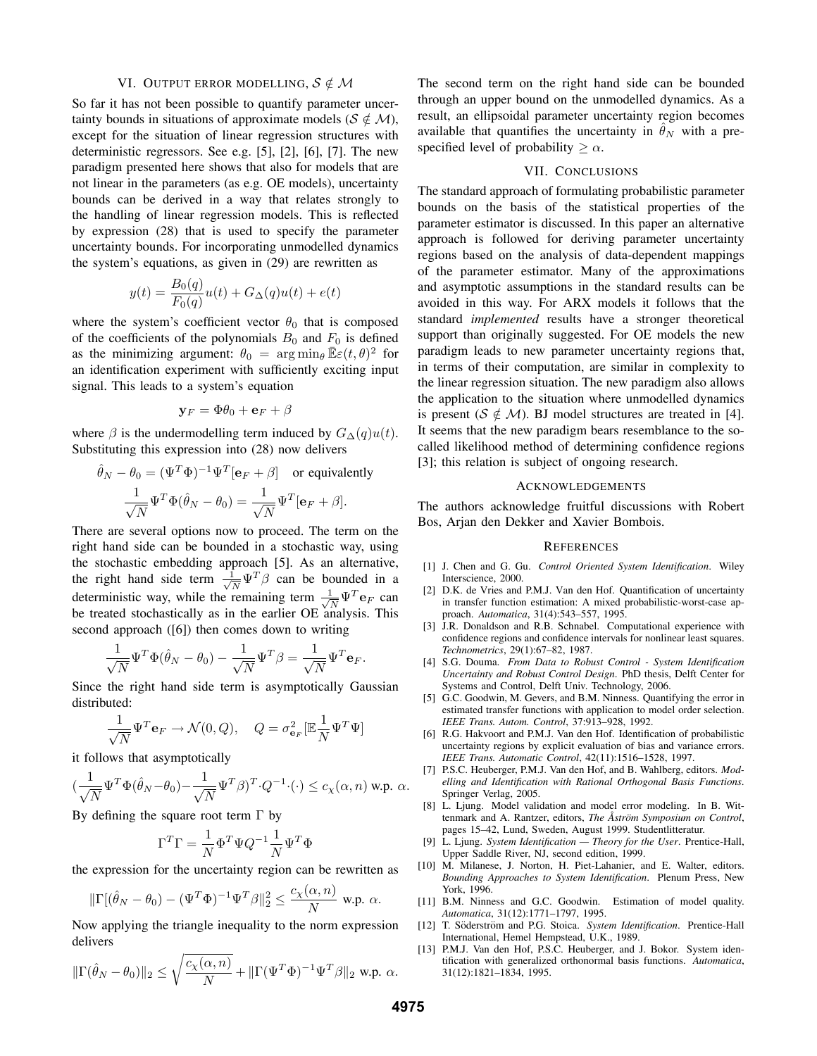## VI. Output error modelling, $\mathcal{S} \notin \mathcal{M}$

So far it has not been possible to quantify parameter uncertainty bounds in situations of approximate models ($\mathcal{S} \notin \mathcal{M}$), except for the situation of linear regression structures with deterministic regressors. See e.g. [5], [2], [6], [7]. The new paradigm presented here shows that also for models that are not linear in the parameters (as e.g. OE models), uncertainty bounds can be derived in a way that relates strongly to the handling of linear regression models. This is reflected by expression (28) that is used to specify the parameter uncertainty bounds. For incorporating unmodelled dynamics the system's equations, as given in (29) are rewritten as

$$y(t) = \frac{B_0(q)}{F_0(q)}u(t) + G_\Delta(q)u(t) + e(t)$$

where the system's coefficient vector $\theta_0$ that is composed of the coefficients of the polynomials $B_0$ and $F_0$ is defined as the minimizing argument: $\theta_0 = \arg\min_\theta \bar{\mathbb{E}}\varepsilon(t,\theta)^2$ for an identification experiment with sufficiently exciting input signal. This leads to a system's equation

$$\mathbf{y}_F = \Phi\theta_0 + \mathbf{e}_F + \beta$$

where $\beta$ is the undermodelling term induced by $G_\Delta(q)u(t)$. Substituting this expression into (28) now delivers

$$\hat{\theta}_N - \theta_0 = (\Psi^T\Phi)^{-1}\Psi^T[\mathbf{e}_F + \beta] \quad \text{or equivalently}$$

$$\frac{1}{\sqrt{N}}\Psi^T\Phi(\hat{\theta}_N - \theta_0) = \frac{1}{\sqrt{N}}\Psi^T[\mathbf{e}_F + \beta].$$

There are several options now to proceed. The term on the right hand side can be bounded in a stochastic way, using the stochastic embedding approach [5]. As an alternative, the right hand side term $\frac{1}{\sqrt{N}}\Psi^T\beta$ can be bounded in a deterministic way, while the remaining term $\frac{1}{\sqrt{N}}\Psi^T\mathbf{e}_F$ can be treated stochastically as in the earlier OE analysis. This second approach ([6]) then comes down to writing

$$\frac{1}{\sqrt{N}}\Psi^T\Phi(\hat{\theta}_N - \theta_0) - \frac{1}{\sqrt{N}}\Psi^T\beta = \frac{1}{\sqrt{N}}\Psi^T\mathbf{e}_F.$$

Since the right hand side term is asymptotically Gaussian distributed:

$$\frac{1}{\sqrt{N}}\Psi^T\mathbf{e}_F \to \mathcal{N}(0,Q), \quad Q = \sigma^2_{\mathbf{e}_F}[\mathbb{E}\frac{1}{N}\Psi^T\Psi]$$

it follows that asymptotically

$$(\frac{1}{\sqrt{N}}\Psi^T\Phi(\hat{\theta}_N - \theta_0) - \frac{1}{\sqrt{N}}\Psi^T\beta)^T \cdot Q^{-1} \cdot (\cdot) \leq c_\chi(\alpha, n) \text{ w.p. } \alpha.$$

By defining the square root term $\Gamma$ by

$$\Gamma^T\Gamma = \frac{1}{N}\Phi^T\Psi Q^{-1}\frac{1}{N}\Psi^T\Phi$$

the expression for the uncertainty region can be rewritten as

$$\|\Gamma[(\hat{\theta}_N - \theta_0) - (\Psi^T\Phi)^{-1}\Psi^T\beta\|_2^2 \leq \frac{c_\chi(\alpha,n)}{N} \text{ w.p. } \alpha.$$

Now applying the triangle inequality to the norm expression delivers

$$\|\Gamma(\hat{\theta}_N - \theta_0)\|_2 \leq \sqrt{\frac{c_\chi(\alpha,n)}{N}} + \|\Gamma(\Psi^T\Phi)^{-1}\Psi^T\beta\|_2 \text{ w.p. } \alpha.$$

The second term on the right hand side can be bounded through an upper bound on the unmodelled dynamics. As a result, an ellipsoidal parameter uncertainty region becomes available that quantifies the uncertainty in $\hat{\theta}_N$ with a prespecified level of probability $\geq \alpha$.

## VII. Conclusions

The standard approach of formulating probabilistic parameter bounds on the basis of the statistical properties of the parameter estimator is discussed. In this paper an alternative approach is followed for deriving parameter uncertainty regions based on the analysis of data-dependent mappings of the parameter estimator. Many of the approximations and asymptotic assumptions in the standard results can be avoided in this way. For ARX models it follows that the standard *implemented* results have a stronger theoretical support than originally suggested. For OE models the new paradigm leads to new parameter uncertainty regions that, in terms of their computation, are similar in complexity to the linear regression situation. The new paradigm also allows the application to the situation where unmodelled dynamics is present ($\mathcal{S} \notin \mathcal{M}$). BJ model structures are treated in [4]. It seems that the new paradigm bears resemblance to the so-called likelihood method of determining confidence regions [3]; this relation is subject of ongoing research.

## Acknowledgements

The authors acknowledge fruitful discussions with Robert Bos, Arjan den Dekker and Xavier Bombois.

## References

[1] J. Chen and G. Gu. *Control Oriented System Identification*. Wiley Interscience, 2000.

[2] D.K. de Vries and P.M.J. Van den Hof. Quantification of uncertainty in transfer function estimation: A mixed probabilistic-worst-case approach. *Automatica*, 31(4):543–557, 1995.

[3] J.R. Donaldson and R.B. Schnabel. Computational experience with confidence regions and confidence intervals for nonlinear least squares. *Technometrics*, 29(1):67–82, 1987.

[4] S.G. Douma. *From Data to Robust Control - System Identification Uncertainty and Robust Control Design*. PhD thesis, Delft Center for Systems and Control, Delft Univ. Technology, 2006.

[5] G.C. Goodwin, M. Gevers, and B.M. Ninness. Quantifying the error in estimated transfer functions with application to model order selection. *IEEE Trans. Autom. Control*, 37:913–928, 1992.

[6] R.G. Hakvoort and P.M.J. Van den Hof. Identification of probabilistic uncertainty regions by explicit evaluation of bias and variance errors. *IEEE Trans. Automatic Control*, 42(11):1516–1528, 1997.

[7] P.S.C. Heuberger, P.M.J. Van den Hof, and B. Wahlberg, editors. *Modelling and Identification with Rational Orthogonal Basis Functions*. Springer Verlag, 2005.

[8] L. Ljung. Model validation and model error modeling. In B. Wittenmark and A. Rantzer, editors, *The Åström Symposium on Control*, pages 15–42, Lund, Sweden, August 1999. Studentlitteratur.

[9] L. Ljung. *System Identification — Theory for the User*. Prentice-Hall, Upper Saddle River, NJ, second edition, 1999.

[10] M. Milanese, J. Norton, H. Piet-Lahanier, and E. Walter, editors. *Bounding Approaches to System Identification*. Plenum Press, New York, 1996.

[11] B.M. Ninness and G.C. Goodwin. Estimation of model quality. *Automatica*, 31(12):1771–1797, 1995.

[12] T. Söderström and P.G. Stoica. *System Identification*. Prentice-Hall International, Hemel Hempstead, U.K., 1989.

[13] P.M.J. Van den Hof, P.S.C. Heuberger, and J. Bokor. System identification with generalized orthonormal basis functions. *Automatica*, 31(12):1821–1834, 1995.